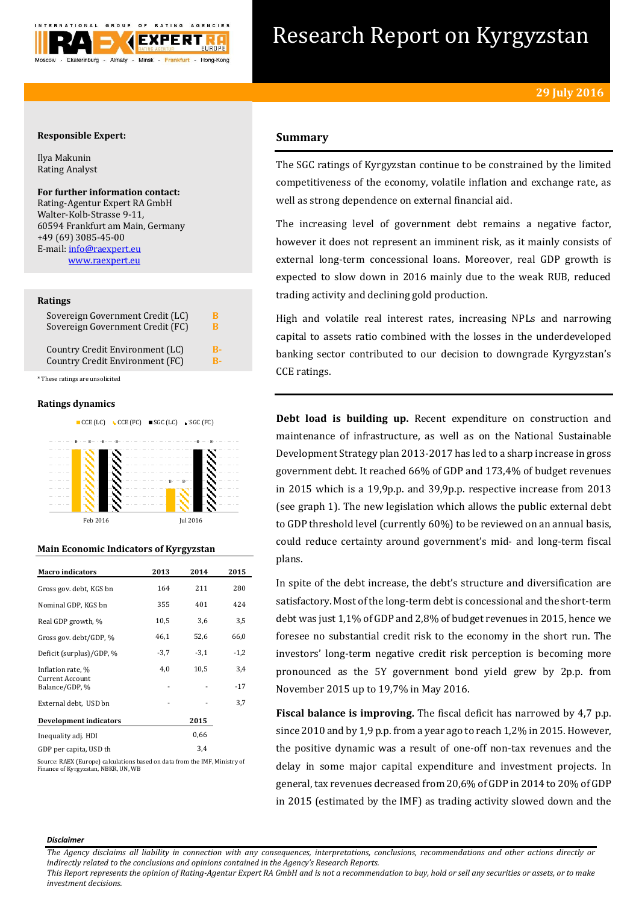# Research Report on Kyrgyzstan

**29 July 2016**

**Responsible Expert:**

Ilya Makunin
Rating Analyst

**For further information contact:**
Rating-Agentur Expert RA GmbH
Walter-Kolb-Strasse 9-11,
60594 Frankfurt am Main, Germany
+49 (69) 3085-45-00
E-mail: info@raexpert.eu
www.raexpert.eu

## Ratings

| | |
|---|---|
| Sovereign Government Credit (LC) | B |
| Sovereign Government Credit (FC) | B |
| Country Credit Environment (LC) | B- |
| Country Credit Environment (FC) | B- |

*These ratings are unsolicited

## Ratings dynamics

CCE (LC) CCE (FC) SGC (LC) SGC (FC)

| | CCE (LC) | CCE (FC) | SGC (LC) | SGC (FC) |
|---|---|---|---|---|
| Feb 2016 | B | B | B | B |
| Jul 2016 | B- | B- | B | B |

## Main Economic Indicators of Kyrgyzstan

| Macro indicators | 2013 | 2014 | 2015 |
|---|---|---|---|
| Gross gov. debt, KGS bn | 164 | 211 | 280 |
| Nominal GDP, KGS bn | 355 | 401 | 424 |
| Real GDP growth, % | 10,5 | 3,6 | 3,5 |
| Gross gov. debt/GDP, % | 46,1 | 52,6 | 66,0 |
| Deficit (surplus)/GDP, % | -3,7 | -3,1 | -1,2 |
| Inflation rate, % | 4,0 | 10,5 | 3,4 |
| Current Account Balance/GDP, % | - | - | -17 |
| External debt, USD bn | - | - | 3,7 |
| **Development indicators** | | **2015** | |
| Inequality adj. HDI | | 0,66 | |
| GDP per capita, USD th | | 3,4 | |

Source: RAEX (Europe) calculations based on data from the IMF, Ministry of Finance of Kyrgyzstan, NBKR, UN, WB

## Summary

The SGC ratings of Kyrgyzstan continue to be constrained by the limited competitiveness of the economy, volatile inflation and exchange rate, as well as strong dependence on external financial aid.

The increasing level of government debt remains a negative factor, however it does not represent an imminent risk, as it mainly consists of external long-term concessional loans. Moreover, real GDP growth is expected to slow down in 2016 mainly due to the weak RUB, reduced trading activity and declining gold production.

High and volatile real interest rates, increasing NPLs and narrowing capital to assets ratio combined with the losses in the underdeveloped banking sector contributed to our decision to downgrade Kyrgyzstan's CCE ratings.

**Debt load is building up.** Recent expenditure on construction and maintenance of infrastructure, as well as on the National Sustainable Development Strategy plan 2013-2017 has led to a sharp increase in gross government debt. It reached 66% of GDP and 173,4% of budget revenues in 2015 which is a 19,9p.p. and 39,9p.p. respective increase from 2013 (see graph 1). The new legislation which allows the public external debt to GDP threshold level (currently 60%) to be reviewed on an annual basis, could reduce certainty around government's mid- and long-term fiscal plans.

In spite of the debt increase, the debt's structure and diversification are satisfactory. Most of the long-term debt is concessional and the short-term debt was just 1,1% of GDP and 2,8% of budget revenues in 2015, hence we foresee no substantial credit risk to the economy in the short run. The investors' long-term negative credit risk perception is becoming more pronounced as the 5Y government bond yield grew by 2p.p. from November 2015 up to 19,7% in May 2016.

**Fiscal balance is improving.** The fiscal deficit has narrowed by 4,7 p.p. since 2010 and by 1,9 p.p. from a year ago to reach 1,2% in 2015. However, the positive dynamic was a result of one-off non-tax revenues and the delay in some major capital expenditure and investment projects. In general, tax revenues decreased from 20,6% of GDP in 2014 to 20% of GDP in 2015 (estimated by the IMF) as trading activity slowed down and the

***Disclaimer***

*The Agency disclaims all liability in connection with any consequences, interpretations, conclusions, recommendations and other actions directly or indirectly related to the conclusions and opinions contained in the Agency's Research Reports.*
*This Report represents the opinion of Rating-Agentur Expert RA GmbH and is not a recommendation to buy, hold or sell any securities or assets, or to make investment decisions.*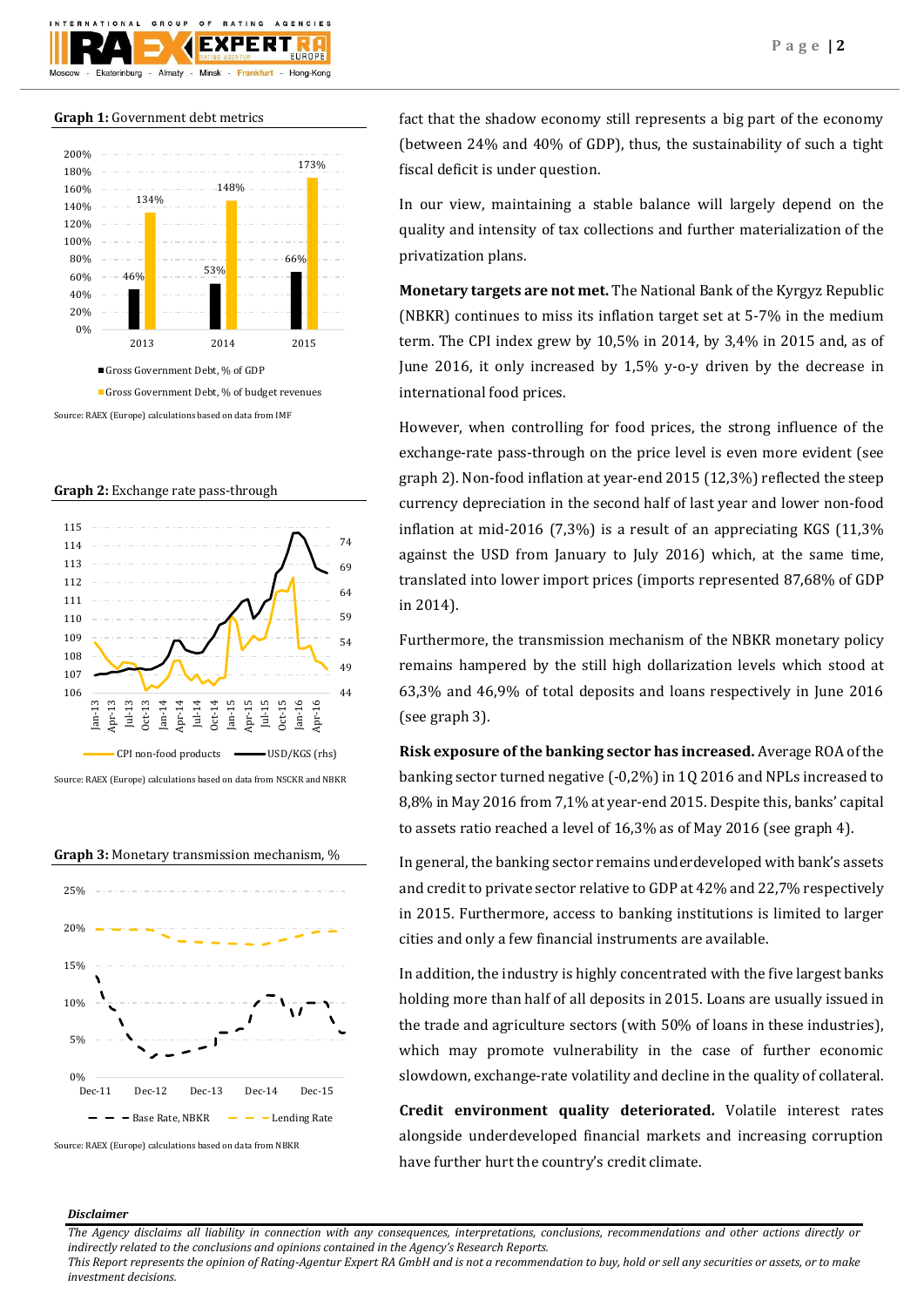**Graph 1:** Government debt metrics

| | 2013 | 2014 | 2015 |
|---|---|---|---|
| Gross Government Debt, % of GDP | 46% | 53% | 66% |
| Gross Government Debt, % of budget revenues | 134% | 148% | 173% |

Source: RAEX (Europe) calculations based on data from IMF

**Graph 2:** Exchange rate pass-through

Source: RAEX (Europe) calculations based on data from NSCKR and NBKR

**Graph 3:** Monetary transmission mechanism, %

Source: RAEX (Europe) calculations based on data from NBKR

fact that the shadow economy still represents a big part of the economy (between 24% and 40% of GDP), thus, the sustainability of such a tight fiscal deficit is under question.

In our view, maintaining a stable balance will largely depend on the quality and intensity of tax collections and further materialization of the privatization plans.

**Monetary targets are not met.** The National Bank of the Kyrgyz Republic (NBKR) continues to miss its inflation target set at 5-7% in the medium term. The CPI index grew by 10,5% in 2014, by 3,4% in 2015 and, as of June 2016, it only increased by 1,5% y-o-y driven by the decrease in international food prices.

However, when controlling for food prices, the strong influence of the exchange-rate pass-through on the price level is even more evident (see graph 2). Non-food inflation at year-end 2015 (12,3%) reflected the steep currency depreciation in the second half of last year and lower non-food inflation at mid-2016 (7,3%) is a result of an appreciating KGS (11,3% against the USD from January to July 2016) which, at the same time, translated into lower import prices (imports represented 87,68% of GDP in 2014).

Furthermore, the transmission mechanism of the NBKR monetary policy remains hampered by the still high dollarization levels which stood at 63,3% and 46,9% of total deposits and loans respectively in June 2016 (see graph 3).

**Risk exposure of the banking sector has increased.** Average ROA of the banking sector turned negative (-0,2%) in 1Q 2016 and NPLs increased to 8,8% in May 2016 from 7,1% at year-end 2015. Despite this, banks' capital to assets ratio reached a level of 16,3% as of May 2016 (see graph 4).

In general, the banking sector remains underdeveloped with bank's assets and credit to private sector relative to GDP at 42% and 22,7% respectively in 2015. Furthermore, access to banking institutions is limited to larger cities and only a few financial instruments are available.

In addition, the industry is highly concentrated with the five largest banks holding more than half of all deposits in 2015. Loans are usually issued in the trade and agriculture sectors (with 50% of loans in these industries), which may promote vulnerability in the case of further economic slowdown, exchange-rate volatility and decline in the quality of collateral.

**Credit environment quality deteriorated.** Volatile interest rates alongside underdeveloped financial markets and increasing corruption have further hurt the country's credit climate.

***Disclaimer***

*The Agency disclaims all liability in connection with any consequences, interpretations, conclusions, recommendations and other actions directly or indirectly related to the conclusions and opinions contained in the Agency's Research Reports.*
*This Report represents the opinion of Rating-Agentur Expert RA GmbH and is not a recommendation to buy, hold or sell any securities or assets, or to make investment decisions.*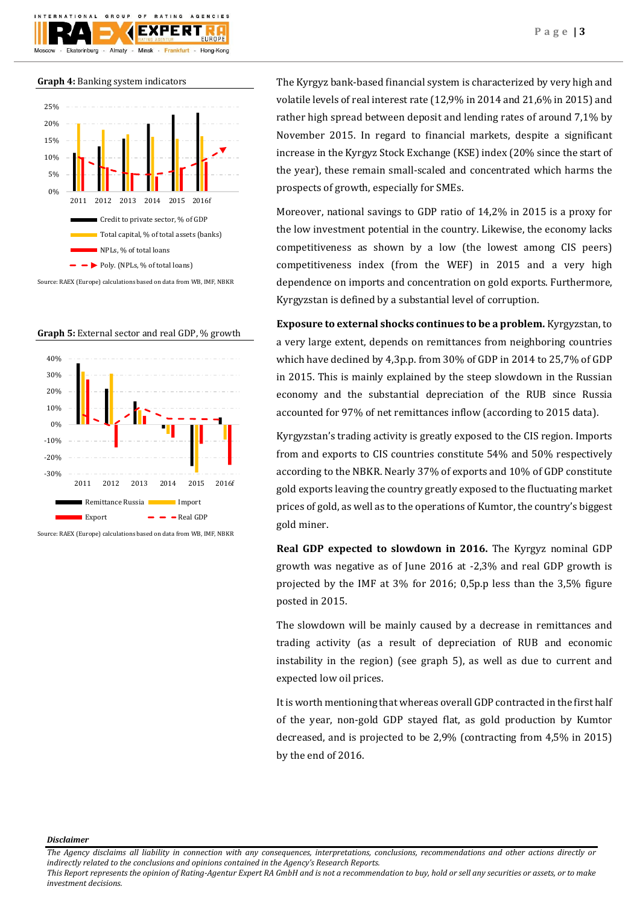**Graph 4:** Banking system indicators

Source: RAEX (Europe) calculations based on data from WB, IMF, NBKR

**Graph 5:** External sector and real GDP, % growth

Source: RAEX (Europe) calculations based on data from WB, IMF, NBKR

The Kyrgyz bank-based financial system is characterized by very high and volatile levels of real interest rate (12,9% in 2014 and 21,6% in 2015) and rather high spread between deposit and lending rates of around 7,1% by November 2015. In regard to financial markets, despite a significant increase in the Kyrgyz Stock Exchange (KSE) index (20% since the start of the year), these remain small-scaled and concentrated which harms the prospects of growth, especially for SMEs.

Moreover, national savings to GDP ratio of 14,2% in 2015 is a proxy for the low investment potential in the country. Likewise, the economy lacks competitiveness as shown by a low (the lowest among CIS peers) competitiveness index (from the WEF) in 2015 and a very high dependence on imports and concentration on gold exports. Furthermore, Kyrgyzstan is defined by a substantial level of corruption.

**Exposure to external shocks continues to be a problem.** Kyrgyzstan, to a very large extent, depends on remittances from neighboring countries which have declined by 4,3p.p. from 30% of GDP in 2014 to 25,7% of GDP in 2015. This is mainly explained by the steep slowdown in the Russian economy and the substantial depreciation of the RUB since Russia accounted for 97% of net remittances inflow (according to 2015 data).

Kyrgyzstan's trading activity is greatly exposed to the CIS region. Imports from and exports to CIS countries constitute 54% and 50% respectively according to the NBKR. Nearly 37% of exports and 10% of GDP constitute gold exports leaving the country greatly exposed to the fluctuating market prices of gold, as well as to the operations of Kumtor, the country's biggest gold miner.

**Real GDP expected to slowdown in 2016.** The Kyrgyz nominal GDP growth was negative as of June 2016 at -2,3% and real GDP growth is projected by the IMF at 3% for 2016; 0,5p.p less than the 3,5% figure posted in 2015.

The slowdown will be mainly caused by a decrease in remittances and trading activity (as a result of depreciation of RUB and economic instability in the region) (see graph 5), as well as due to current and expected low oil prices.

It is worth mentioning that whereas overall GDP contracted in the first half of the year, non-gold GDP stayed flat, as gold production by Kumtor decreased, and is projected to be 2,9% (contracting from 4,5% in 2015) by the end of 2016.

***Disclaimer***

*The Agency disclaims all liability in connection with any consequences, interpretations, conclusions, recommendations and other actions directly or indirectly related to the conclusions and opinions contained in the Agency's Research Reports.*
*This Report represents the opinion of Rating-Agentur Expert RA GmbH and is not a recommendation to buy, hold or sell any securities or assets, or to make investment decisions.*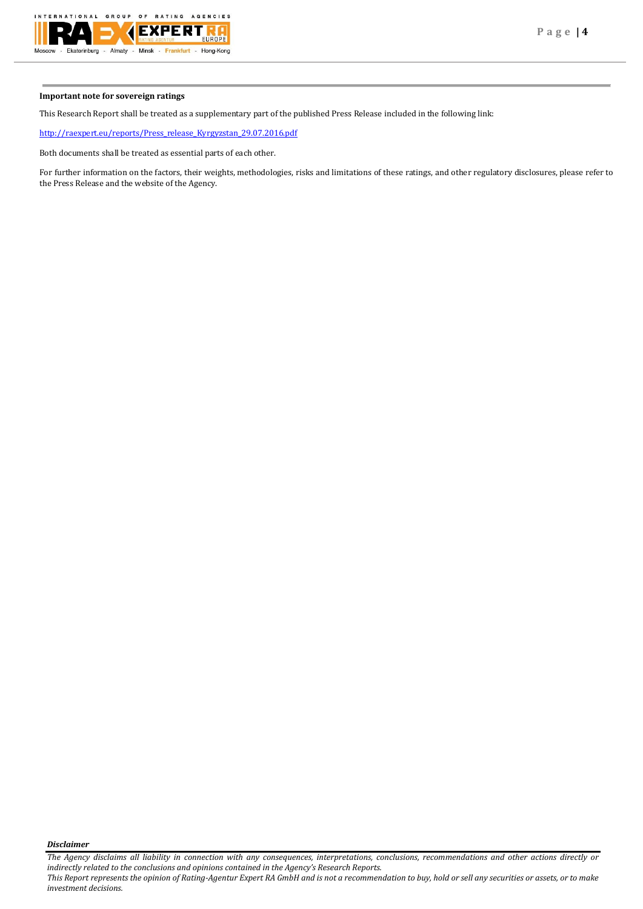**Important note for sovereign ratings**

This Research Report shall be treated as a supplementary part of the published Press Release included in the following link:

http://raexpert.eu/reports/Press_release_Kyrgyzstan_29.07.2016.pdf

Both documents shall be treated as essential parts of each other.

For further information on the factors, their weights, methodologies, risks and limitations of these ratings, and other regulatory disclosures, please refer to the Press Release and the website of the Agency.

***Disclaimer***

*The Agency disclaims all liability in connection with any consequences, interpretations, conclusions, recommendations and other actions directly or indirectly related to the conclusions and opinions contained in the Agency's Research Reports.*

*This Report represents the opinion of Rating-Agentur Expert RA GmbH and is not a recommendation to buy, hold or sell any securities or assets, or to make investment decisions.*